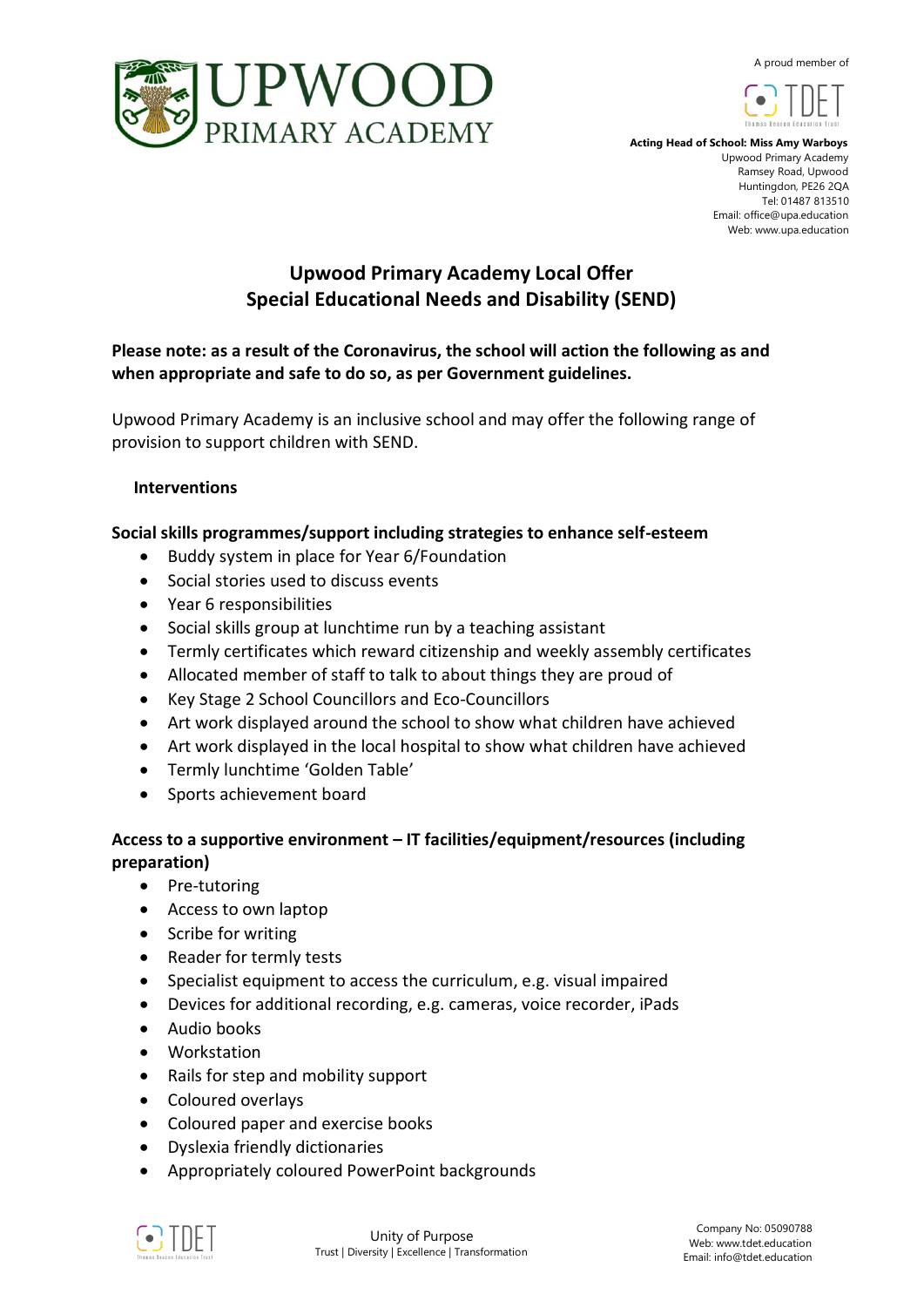UPWOOD PRIMARY ACADEMY

A proud member of TDET

**Acting Head of School: Miss Amy Warboys**
Upwood Primary Academy
Ramsey Road, Upwood
Huntingdon, PE26 2QA
Tel: 01487 813510
Email: office@upa.education
Web: www.upa.education

# Upwood Primary Academy Local Offer
# Special Educational Needs and Disability (SEND)

**Please note: as a result of the Coronavirus, the school will action the following as and when appropriate and safe to do so, as per Government guidelines.**

Upwood Primary Academy is an inclusive school and may offer the following range of provision to support children with SEND.

## Interventions

### Social skills programmes/support including strategies to enhance self-esteem

- Buddy system in place for Year 6/Foundation
- Social stories used to discuss events
- Year 6 responsibilities
- Social skills group at lunchtime run by a teaching assistant
- Termly certificates which reward citizenship and weekly assembly certificates
- Allocated member of staff to talk to about things they are proud of
- Key Stage 2 School Councillors and Eco-Councillors
- Art work displayed around the school to show what children have achieved
- Art work displayed in the local hospital to show what children have achieved
- Termly lunchtime 'Golden Table'
- Sports achievement board

### Access to a supportive environment – IT facilities/equipment/resources (including preparation)

- Pre-tutoring
- Access to own laptop
- Scribe for writing
- Reader for termly tests
- Specialist equipment to access the curriculum, e.g. visual impaired
- Devices for additional recording, e.g. cameras, voice recorder, iPads
- Audio books
- Workstation
- Rails for step and mobility support
- Coloured overlays
- Coloured paper and exercise books
- Dyslexia friendly dictionaries
- Appropriately coloured PowerPoint backgrounds

Unity of Purpose
Trust | Diversity | Excellence | Transformation

Company No: 05090788
Web: www.tdet.education
Email: info@tdet.education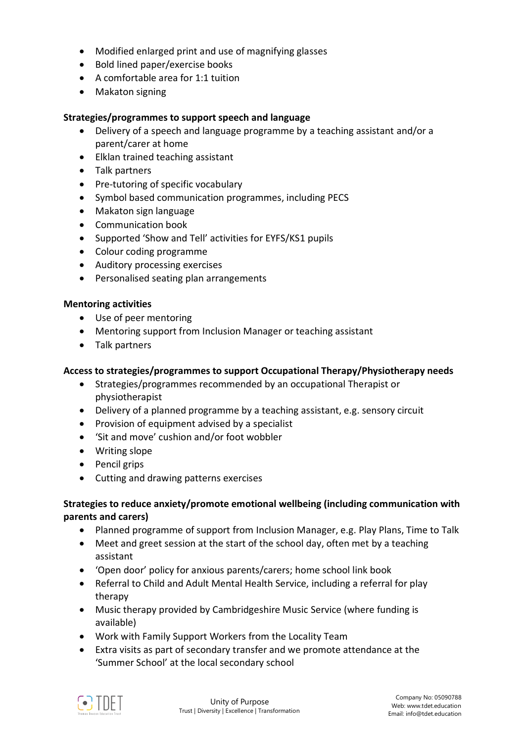- Modified enlarged print and use of magnifying glasses
- Bold lined paper/exercise books
- A comfortable area for 1:1 tuition
- Makaton signing

**Strategies/programmes to support speech and language**

- Delivery of a speech and language programme by a teaching assistant and/or a parent/carer at home
- Elklan trained teaching assistant
- Talk partners
- Pre-tutoring of specific vocabulary
- Symbol based communication programmes, including PECS
- Makaton sign language
- Communication book
- Supported 'Show and Tell' activities for EYFS/KS1 pupils
- Colour coding programme
- Auditory processing exercises
- Personalised seating plan arrangements

**Mentoring activities**

- Use of peer mentoring
- Mentoring support from Inclusion Manager or teaching assistant
- Talk partners

**Access to strategies/programmes to support Occupational Therapy/Physiotherapy needs**

- Strategies/programmes recommended by an occupational Therapist or physiotherapist
- Delivery of a planned programme by a teaching assistant, e.g. sensory circuit
- Provision of equipment advised by a specialist
- 'Sit and move' cushion and/or foot wobbler
- Writing slope
- Pencil grips
- Cutting and drawing patterns exercises

**Strategies to reduce anxiety/promote emotional wellbeing (including communication with parents and carers)**

- Planned programme of support from Inclusion Manager, e.g. Play Plans, Time to Talk
- Meet and greet session at the start of the school day, often met by a teaching assistant
- 'Open door' policy for anxious parents/carers; home school link book
- Referral to Child and Adult Mental Health Service, including a referral for play therapy
- Music therapy provided by Cambridgeshire Music Service (where funding is available)
- Work with Family Support Workers from the Locality Team
- Extra visits as part of secondary transfer and we promote attendance at the 'Summer School' at the local secondary school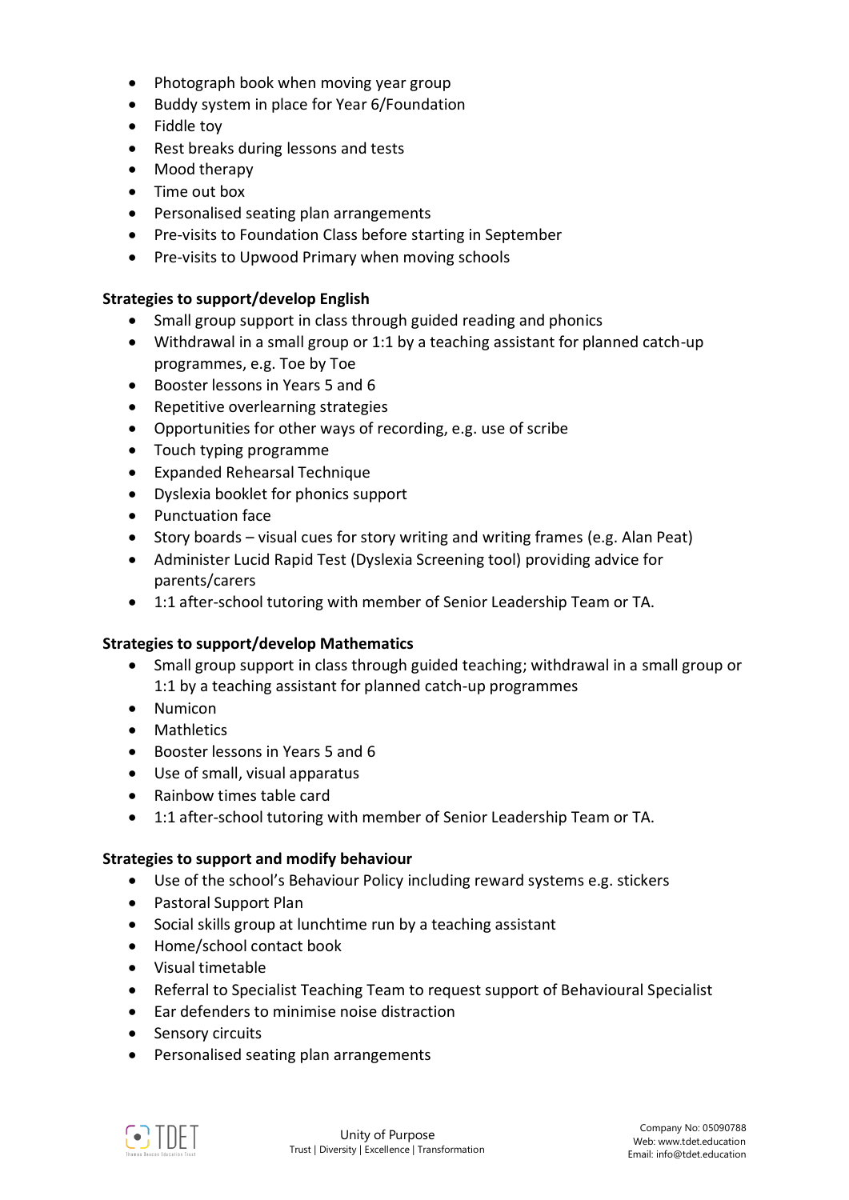- Photograph book when moving year group
- Buddy system in place for Year 6/Foundation
- Fiddle toy
- Rest breaks during lessons and tests
- Mood therapy
- Time out box
- Personalised seating plan arrangements
- Pre-visits to Foundation Class before starting in September
- Pre-visits to Upwood Primary when moving schools

**Strategies to support/develop English**

- Small group support in class through guided reading and phonics
- Withdrawal in a small group or 1:1 by a teaching assistant for planned catch-up programmes, e.g. Toe by Toe
- Booster lessons in Years 5 and 6
- Repetitive overlearning strategies
- Opportunities for other ways of recording, e.g. use of scribe
- Touch typing programme
- Expanded Rehearsal Technique
- Dyslexia booklet for phonics support
- Punctuation face
- Story boards – visual cues for story writing and writing frames (e.g. Alan Peat)
- Administer Lucid Rapid Test (Dyslexia Screening tool) providing advice for parents/carers
- 1:1 after-school tutoring with member of Senior Leadership Team or TA.

**Strategies to support/develop Mathematics**

- Small group support in class through guided teaching; withdrawal in a small group or 1:1 by a teaching assistant for planned catch-up programmes
- Numicon
- Mathletics
- Booster lessons in Years 5 and 6
- Use of small, visual apparatus
- Rainbow times table card
- 1:1 after-school tutoring with member of Senior Leadership Team or TA.

**Strategies to support and modify behaviour**

- Use of the school's Behaviour Policy including reward systems e.g. stickers
- Pastoral Support Plan
- Social skills group at lunchtime run by a teaching assistant
- Home/school contact book
- Visual timetable
- Referral to Specialist Teaching Team to request support of Behavioural Specialist
- Ear defenders to minimise noise distraction
- Sensory circuits
- Personalised seating plan arrangements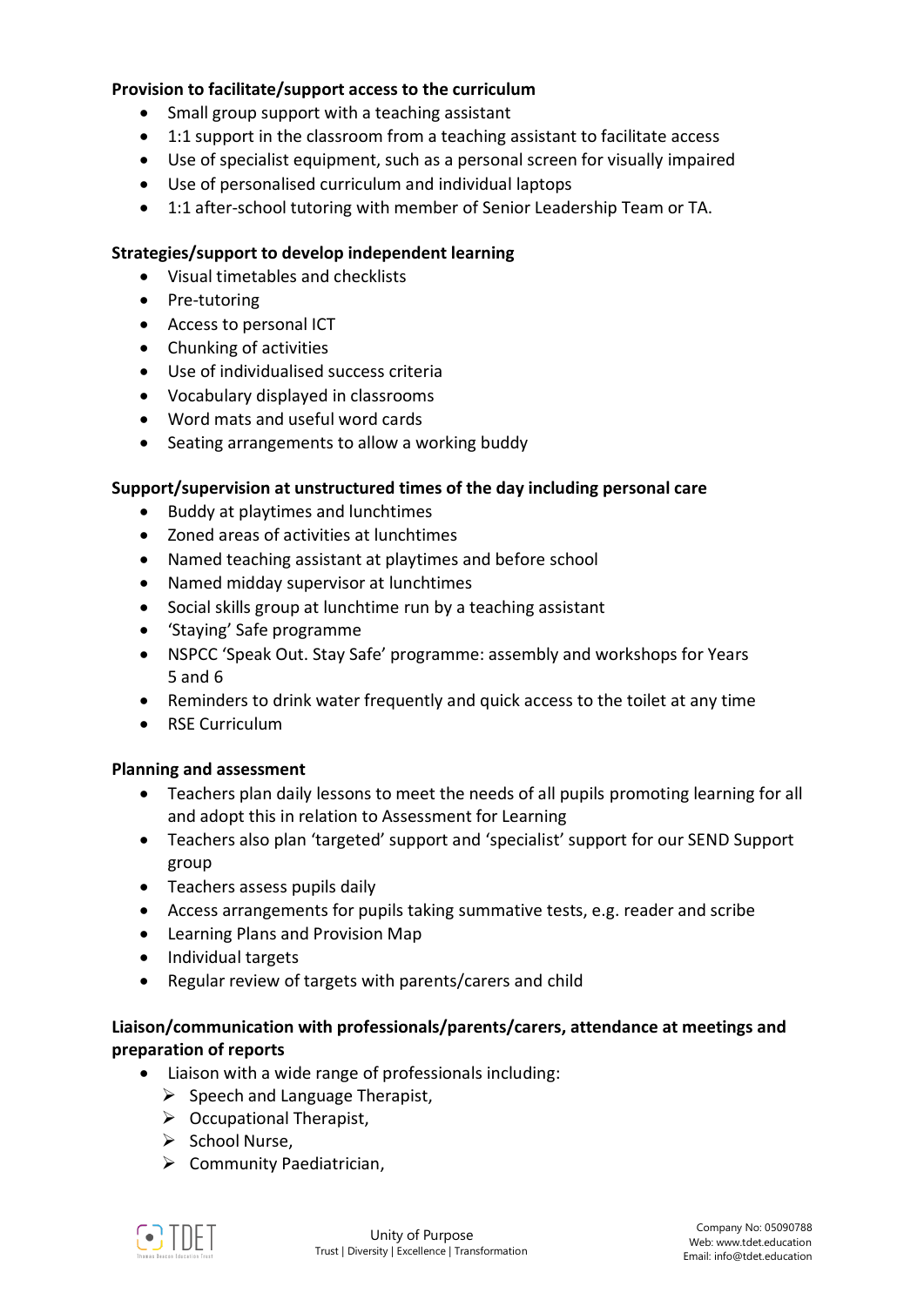**Provision to facilitate/support access to the curriculum**

- Small group support with a teaching assistant
- 1:1 support in the classroom from a teaching assistant to facilitate access
- Use of specialist equipment, such as a personal screen for visually impaired
- Use of personalised curriculum and individual laptops
- 1:1 after-school tutoring with member of Senior Leadership Team or TA.

**Strategies/support to develop independent learning**

- Visual timetables and checklists
- Pre-tutoring
- Access to personal ICT
- Chunking of activities
- Use of individualised success criteria
- Vocabulary displayed in classrooms
- Word mats and useful word cards
- Seating arrangements to allow a working buddy

**Support/supervision at unstructured times of the day including personal care**

- Buddy at playtimes and lunchtimes
- Zoned areas of activities at lunchtimes
- Named teaching assistant at playtimes and before school
- Named midday supervisor at lunchtimes
- Social skills group at lunchtime run by a teaching assistant
- 'Staying' Safe programme
- NSPCC 'Speak Out. Stay Safe' programme: assembly and workshops for Years 5 and 6
- Reminders to drink water frequently and quick access to the toilet at any time
- RSE Curriculum

**Planning and assessment**

- Teachers plan daily lessons to meet the needs of all pupils promoting learning for all and adopt this in relation to Assessment for Learning
- Teachers also plan 'targeted' support and 'specialist' support for our SEND Support group
- Teachers assess pupils daily
- Access arrangements for pupils taking summative tests, e.g. reader and scribe
- Learning Plans and Provision Map
- Individual targets
- Regular review of targets with parents/carers and child

**Liaison/communication with professionals/parents/carers, attendance at meetings and preparation of reports**

- Liaison with a wide range of professionals including:
  - Speech and Language Therapist,
  - Occupational Therapist,
  - School Nurse,
  - Community Paediatrician,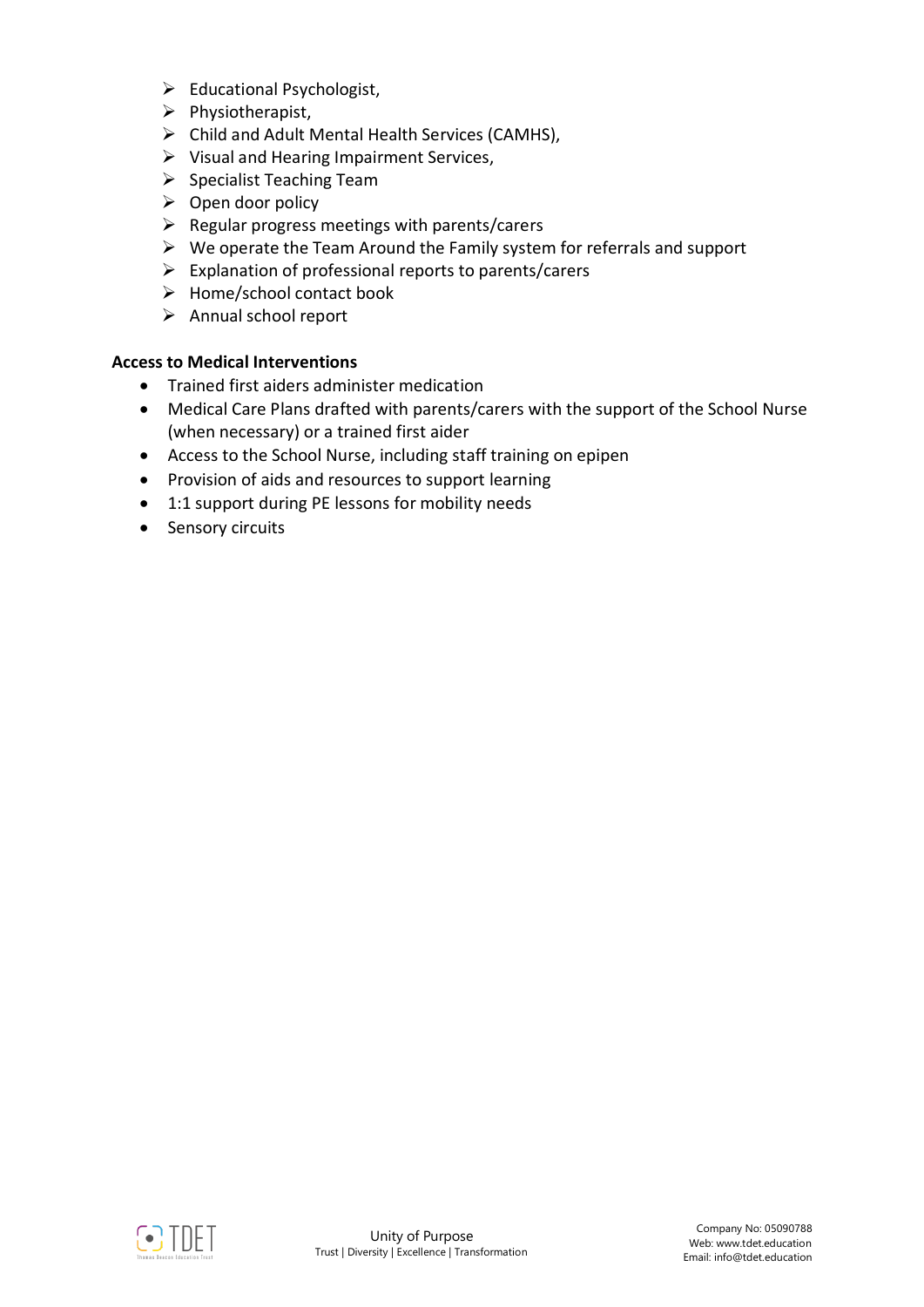- Educational Psychologist,
- Physiotherapist,
- Child and Adult Mental Health Services (CAMHS),
- Visual and Hearing Impairment Services,
- Specialist Teaching Team
- Open door policy
- Regular progress meetings with parents/carers
- We operate the Team Around the Family system for referrals and support
- Explanation of professional reports to parents/carers
- Home/school contact book
- Annual school report

**Access to Medical Interventions**

- Trained first aiders administer medication
- Medical Care Plans drafted with parents/carers with the support of the School Nurse (when necessary) or a trained first aider
- Access to the School Nurse, including staff training on epipen
- Provision of aids and resources to support learning
- 1:1 support during PE lessons for mobility needs
- Sensory circuits